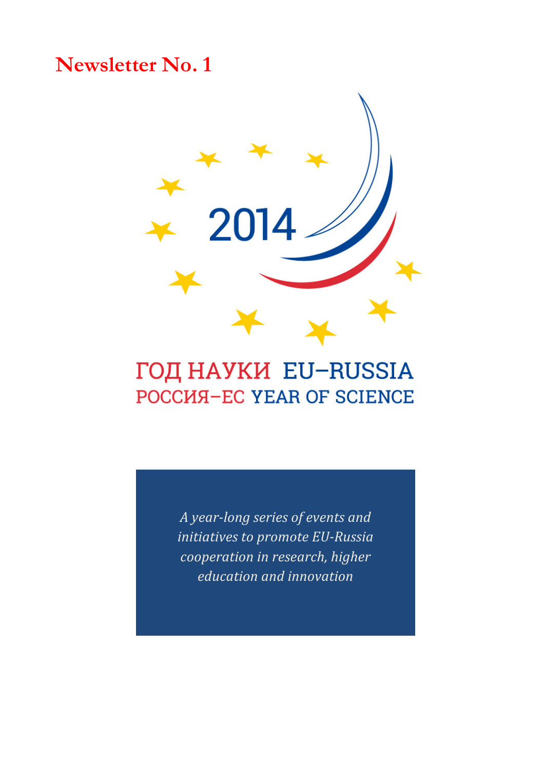# Newsletter No. 1

2014

ГОД НАУКИ EU–RUSSIA

РОССИЯ–ЕС YEAR OF SCIENCE

*A year-long series of events and initiatives to promote EU-Russia cooperation in research, higher education and innovation*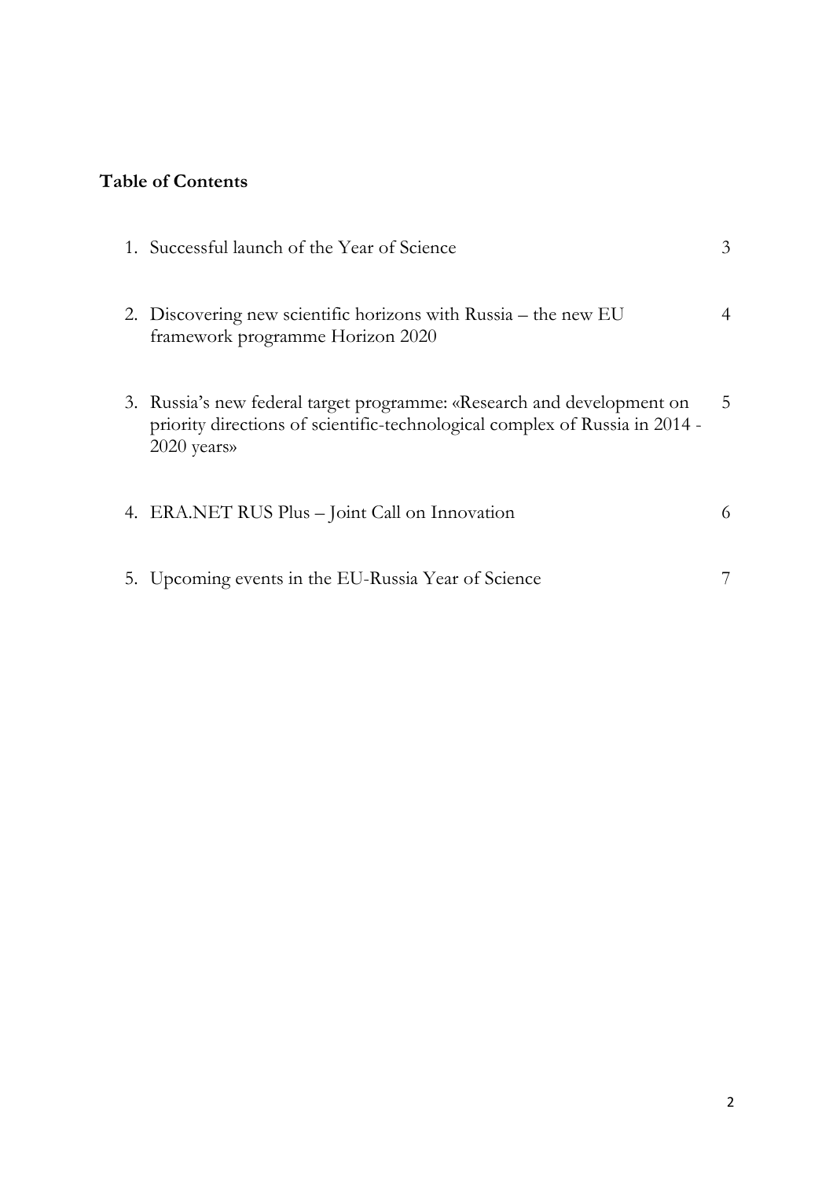**Table of Contents**

| | | |
|---|---|---|
| 1. | Successful launch of the Year of Science | 3 |
| 2. | Discovering new scientific horizons with Russia – the new EU framework programme Horizon 2020 | 4 |
| 3. | Russia's new federal target programme: «Research and development on priority directions of scientific-technological complex of Russia in 2014 - 2020 years» | 5 |
| 4. | ERA.NET RUS Plus – Joint Call on Innovation | 6 |
| 5. | Upcoming events in the EU-Russia Year of Science | 7 |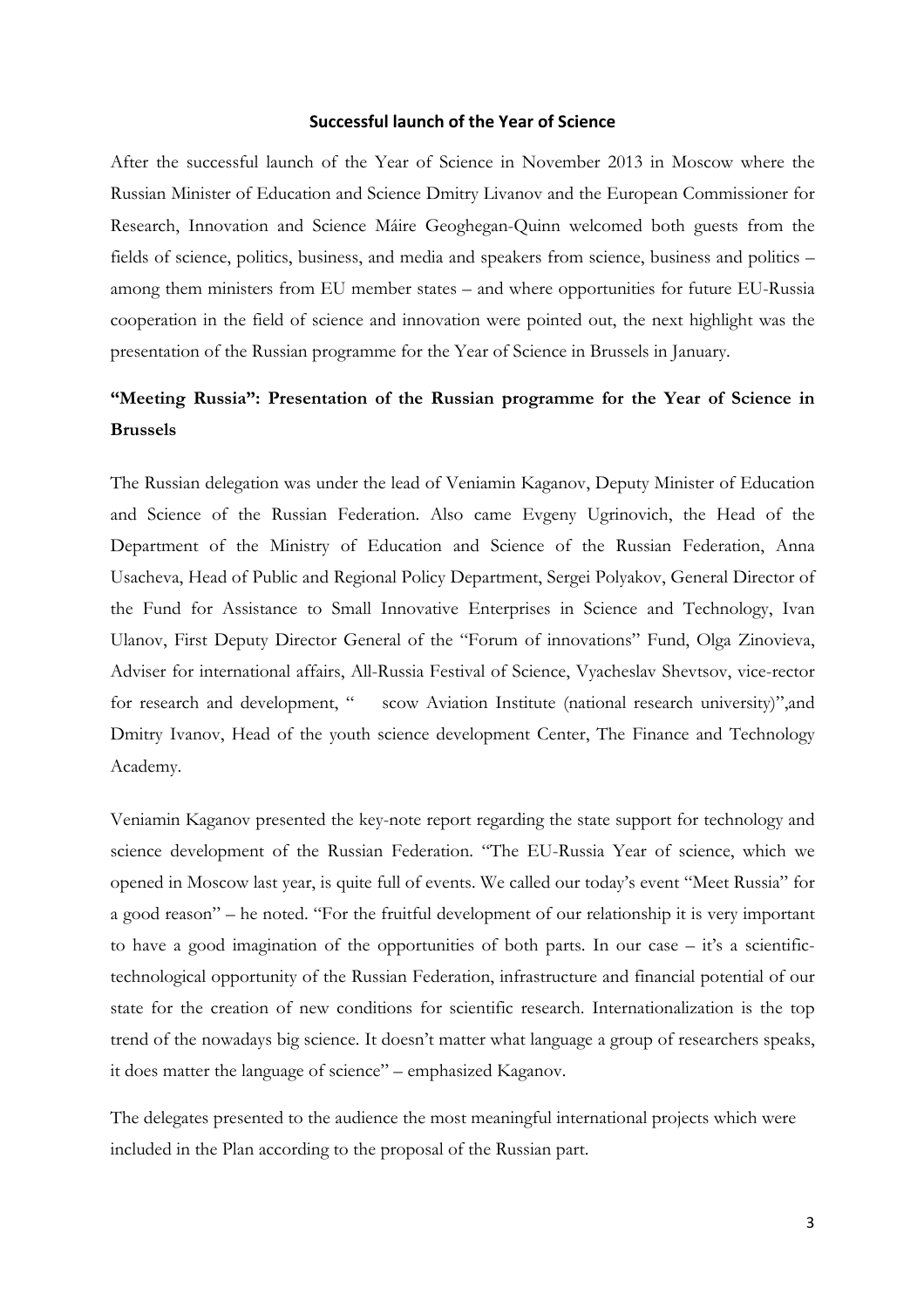## Successful launch of the Year of Science

After the successful launch of the Year of Science in November 2013 in Moscow where the Russian Minister of Education and Science Dmitry Livanov and the European Commissioner for Research, Innovation and Science Máire Geoghegan-Quinn welcomed both guests from the fields of science, politics, business, and media and speakers from science, business and politics – among them ministers from EU member states – and where opportunities for future EU-Russia cooperation in the field of science and innovation were pointed out, the next highlight was the presentation of the Russian programme for the Year of Science in Brussels in January.

## "Meeting Russia": Presentation of the Russian programme for the Year of Science in Brussels

The Russian delegation was under the lead of Veniamin Kaganov, Deputy Minister of Education and Science of the Russian Federation. Also came Evgeny Ugrinovich, the Head of the Department of the Ministry of Education and Science of the Russian Federation, Anna Usacheva, Head of Public and Regional Policy Department, Sergei Polyakov, General Director of the Fund for Assistance to Small Innovative Enterprises in Science and Technology, Ivan Ulanov, First Deputy Director General of the "Forum of innovations" Fund, Olga Zinovieva, Adviser for international affairs, All-Russia Festival of Science, Vyacheslav Shevtsov, vice-rector for research and development, "  scow Aviation Institute (national research university)",and Dmitry Ivanov, Head of the youth science development Center, The Finance and Technology Academy.

Veniamin Kaganov presented the key-note report regarding the state support for technology and science development of the Russian Federation. "The EU-Russia Year of science, which we opened in Moscow last year, is quite full of events. We called our today's event "Meet Russia" for a good reason" – he noted. "For the fruitful development of our relationship it is very important to have a good imagination of the opportunities of both parts. In our case – it's a scientific-technological opportunity of the Russian Federation, infrastructure and financial potential of our state for the creation of new conditions for scientific research. Internationalization is the top trend of the nowadays big science. It doesn't matter what language a group of researchers speaks, it does matter the language of science" – emphasized Kaganov.

The delegates presented to the audience the most meaningful international projects which were included in the Plan according to the proposal of the Russian part.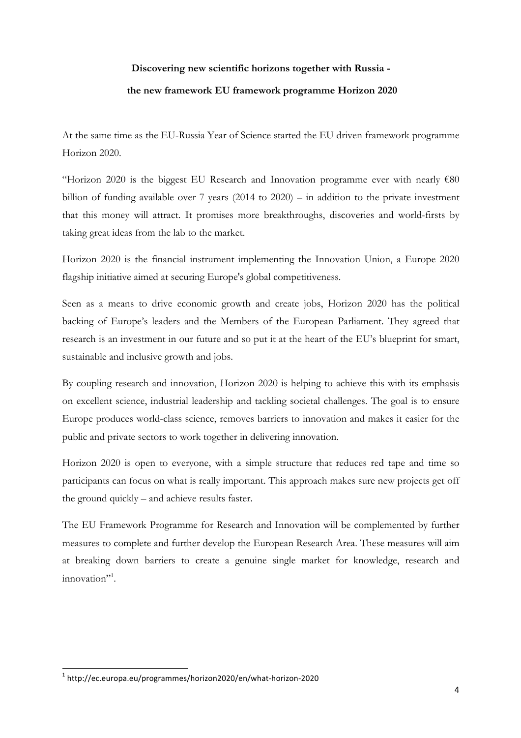**Discovering new scientific horizons together with Russia -**

**the new framework EU framework programme Horizon 2020**

At the same time as the EU-Russia Year of Science started the EU driven framework programme Horizon 2020.

"Horizon 2020 is the biggest EU Research and Innovation programme ever with nearly €80 billion of funding available over 7 years (2014 to 2020) – in addition to the private investment that this money will attract. It promises more breakthroughs, discoveries and world-firsts by taking great ideas from the lab to the market.

Horizon 2020 is the financial instrument implementing the Innovation Union, a Europe 2020 flagship initiative aimed at securing Europe's global competitiveness.

Seen as a means to drive economic growth and create jobs, Horizon 2020 has the political backing of Europe's leaders and the Members of the European Parliament. They agreed that research is an investment in our future and so put it at the heart of the EU's blueprint for smart, sustainable and inclusive growth and jobs.

By coupling research and innovation, Horizon 2020 is helping to achieve this with its emphasis on excellent science, industrial leadership and tackling societal challenges. The goal is to ensure Europe produces world-class science, removes barriers to innovation and makes it easier for the public and private sectors to work together in delivering innovation.

Horizon 2020 is open to everyone, with a simple structure that reduces red tape and time so participants can focus on what is really important. This approach makes sure new projects get off the ground quickly – and achieve results faster.

The EU Framework Programme for Research and Innovation will be complemented by further measures to complete and further develop the European Research Area. These measures will aim at breaking down barriers to create a genuine single market for knowledge, research and innovation"[1].

[1] http://ec.europa.eu/programmes/horizon2020/en/what-horizon-2020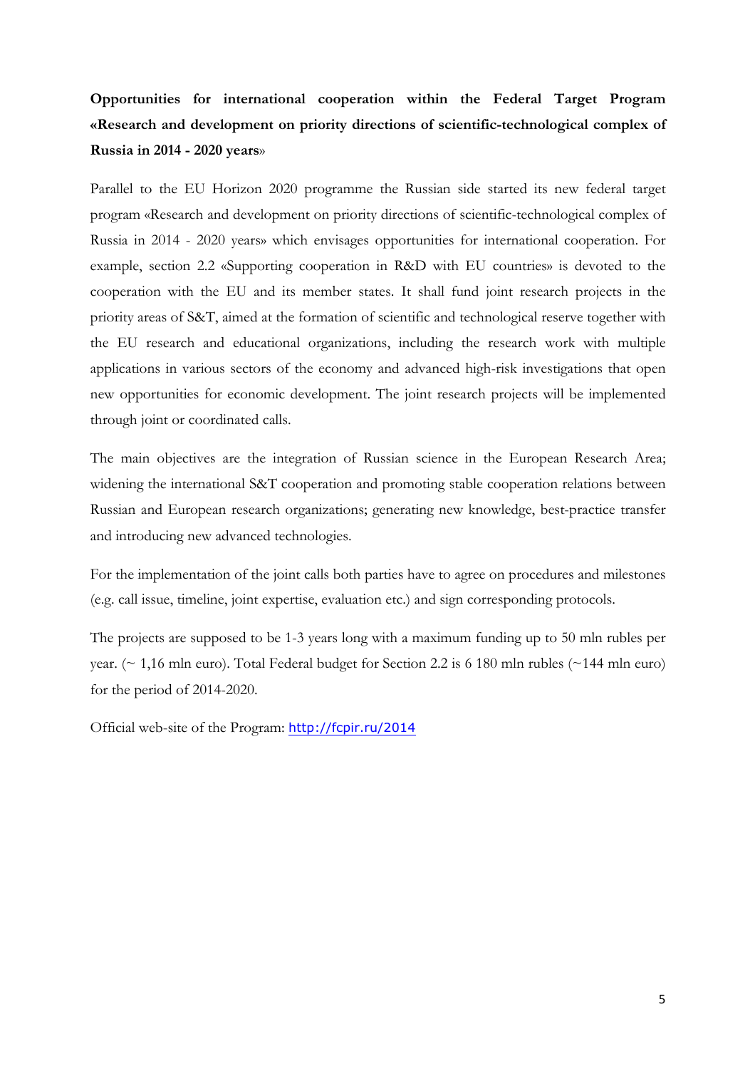**Opportunities for international cooperation within the Federal Target Program «Research and development on priority directions of scientific-technological complex of Russia in 2014 - 2020 years»**

Parallel to the EU Horizon 2020 programme the Russian side started its new federal target program «Research and development on priority directions of scientific-technological complex of Russia in 2014 - 2020 years» which envisages opportunities for international cooperation. For example, section 2.2 «Supporting cooperation in R&D with EU countries» is devoted to the cooperation with the EU and its member states. It shall fund joint research projects in the priority areas of S&T, aimed at the formation of scientific and technological reserve together with the EU research and educational organizations, including the research work with multiple applications in various sectors of the economy and advanced high-risk investigations that open new opportunities for economic development. The joint research projects will be implemented through joint or coordinated calls.

The main objectives are the integration of Russian science in the European Research Area; widening the international S&T cooperation and promoting stable cooperation relations between Russian and European research organizations; generating new knowledge, best-practice transfer and introducing new advanced technologies.

For the implementation of the joint calls both parties have to agree on procedures and milestones (e.g. call issue, timeline, joint expertise, evaluation etc.) and sign corresponding protocols.

The projects are supposed to be 1-3 years long with a maximum funding up to 50 mln rubles per year. (~ 1,16 mln euro). Total Federal budget for Section 2.2 is 6 180 mln rubles (~144 mln euro) for the period of 2014-2020.

Official web-site of the Program: http://fcpir.ru/2014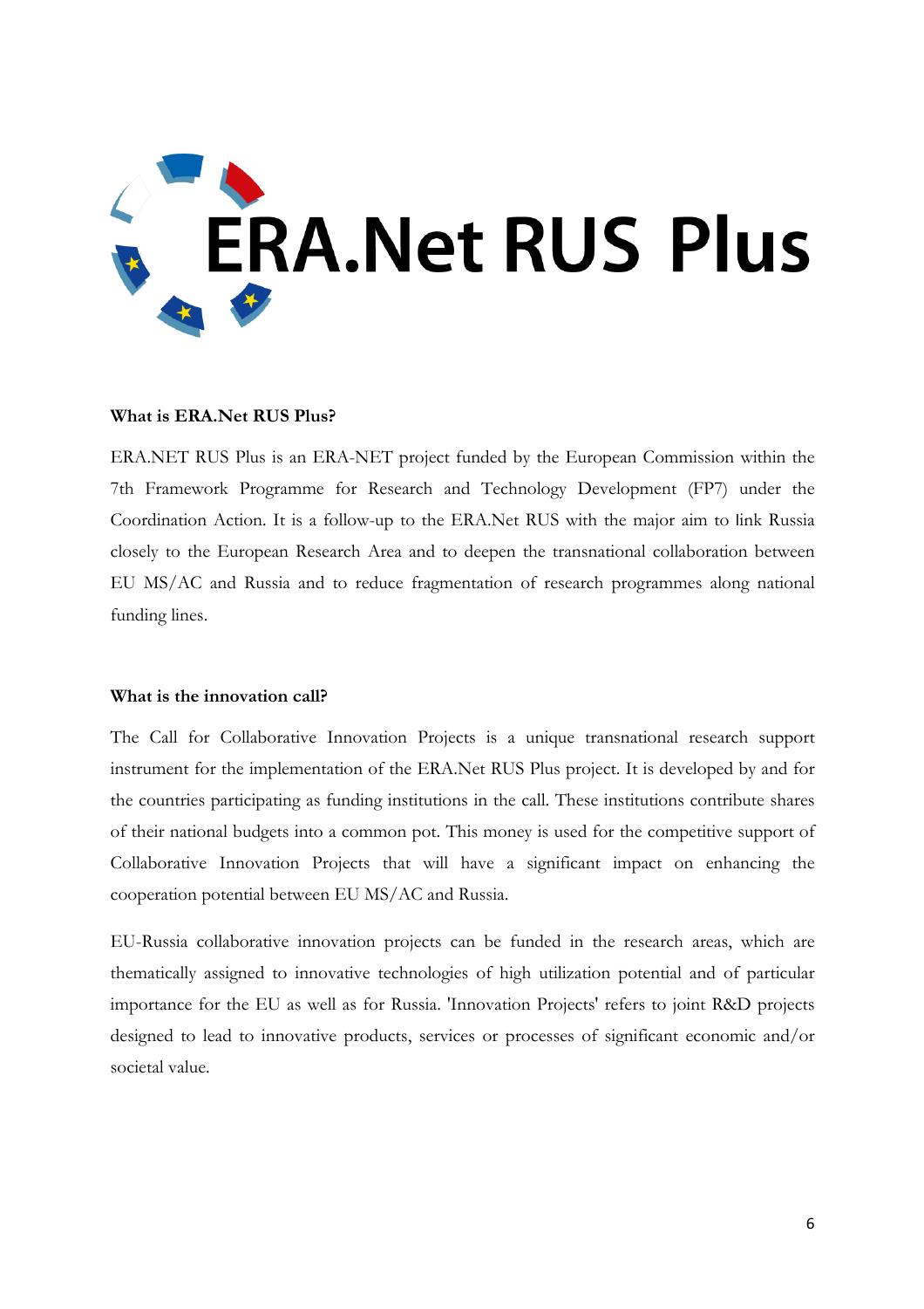# ERA.Net RUS Plus

**What is ERA.Net RUS Plus?**

ERA.NET RUS Plus is an ERA-NET project funded by the European Commission within the 7th Framework Programme for Research and Technology Development (FP7) under the Coordination Action. It is a follow-up to the ERA.Net RUS with the major aim to link Russia closely to the European Research Area and to deepen the transnational collaboration between EU MS/AC and Russia and to reduce fragmentation of research programmes along national funding lines.

**What is the innovation call?**

The Call for Collaborative Innovation Projects is a unique transnational research support instrument for the implementation of the ERA.Net RUS Plus project. It is developed by and for the countries participating as funding institutions in the call. These institutions contribute shares of their national budgets into a common pot. This money is used for the competitive support of Collaborative Innovation Projects that will have a significant impact on enhancing the cooperation potential between EU MS/AC and Russia.

EU-Russia collaborative innovation projects can be funded in the research areas, which are thematically assigned to innovative technologies of high utilization potential and of particular importance for the EU as well as for Russia. 'Innovation Projects' refers to joint R&D projects designed to lead to innovative products, services or processes of significant economic and/or societal value.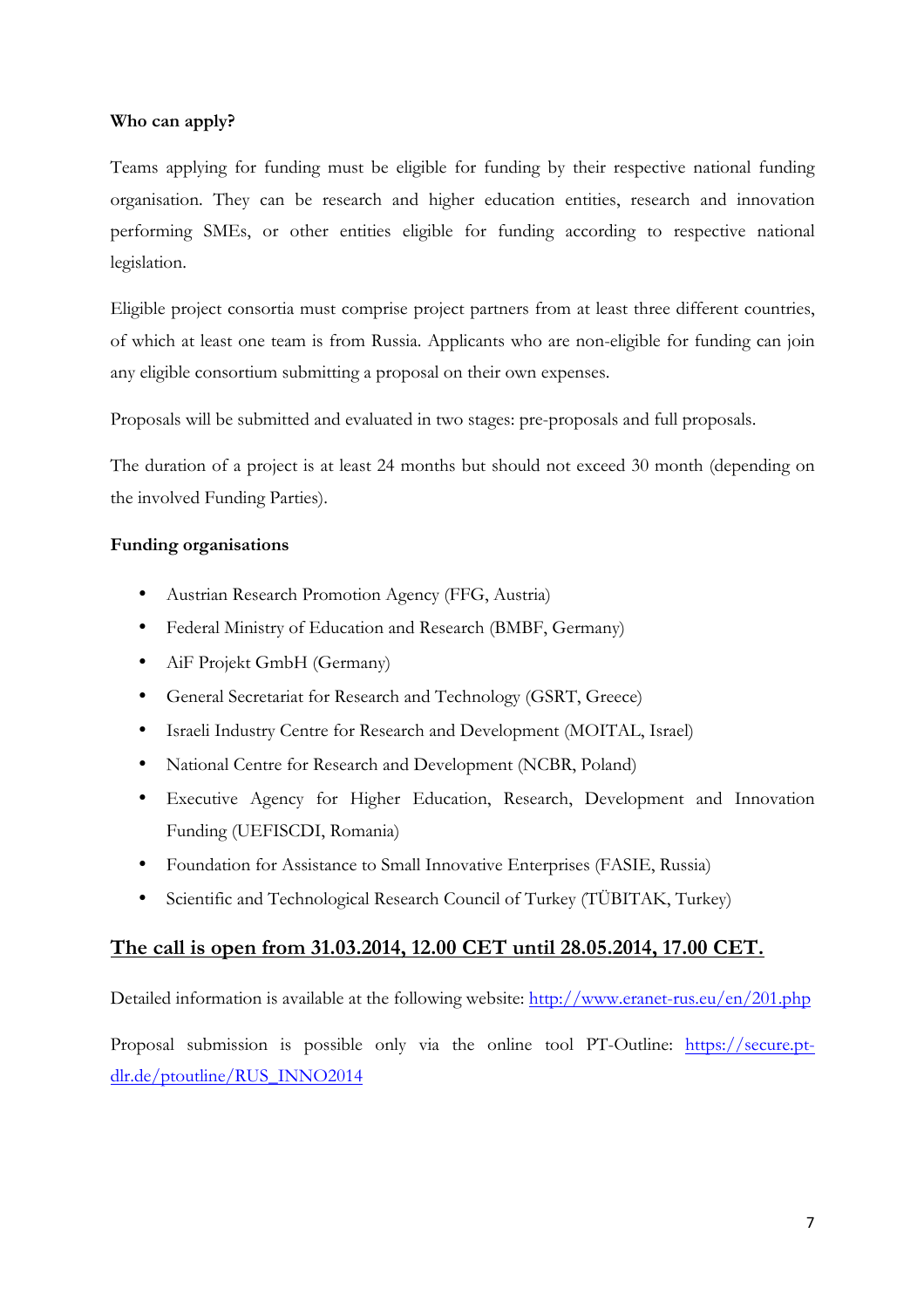**Who can apply?**

Teams applying for funding must be eligible for funding by their respective national funding organisation. They can be research and higher education entities, research and innovation performing SMEs, or other entities eligible for funding according to respective national legislation.

Eligible project consortia must comprise project partners from at least three different countries, of which at least one team is from Russia. Applicants who are non-eligible for funding can join any eligible consortium submitting a proposal on their own expenses.

Proposals will be submitted and evaluated in two stages: pre-proposals and full proposals.

The duration of a project is at least 24 months but should not exceed 30 month (depending on the involved Funding Parties).

**Funding organisations**

- Austrian Research Promotion Agency (FFG, Austria)
- Federal Ministry of Education and Research (BMBF, Germany)
- AiF Projekt GmbH (Germany)
- General Secretariat for Research and Technology (GSRT, Greece)
- Israeli Industry Centre for Research and Development (MOITAL, Israel)
- National Centre for Research and Development (NCBR, Poland)
- Executive Agency for Higher Education, Research, Development and Innovation Funding (UEFISCDI, Romania)
- Foundation for Assistance to Small Innovative Enterprises (FASIE, Russia)
- Scientific and Technological Research Council of Turkey (TÜBITAK, Turkey)

## The call is open from 31.03.2014, 12.00 CET until 28.05.2014, 17.00 CET.

Detailed information is available at the following website: http://www.eranet-rus.eu/en/201.php

Proposal submission is possible only via the online tool PT-Outline: https://secure.pt-dlr.de/ptoutline/RUS_INNO2014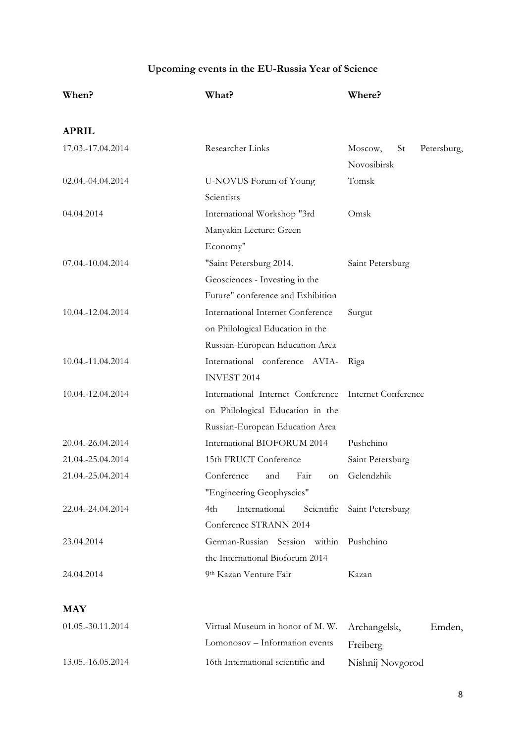# Upcoming events in the EU-Russia Year of Science

| When? | What? | Where? |
|---|---|---|
| **APRIL** | | |
| 17.03.-17.04.2014 | Researcher Links | Moscow, St Petersburg, Novosibirsk |
| 02.04.-04.04.2014 | U-NOVUS Forum of Young Scientists | Tomsk |
| 04.04.2014 | International Workshop "3rd Manyakin Lecture: Green Economy" | Omsk |
| 07.04.-10.04.2014 | "Saint Petersburg 2014. Geosciences - Investing in the Future" conference and Exhibition | Saint Petersburg |
| 10.04.-12.04.2014 | International Internet Conference on Philological Education in the Russian-European Education Area | Surgut |
| 10.04.-11.04.2014 | International conference AVIA-INVEST 2014 | Riga |
| 10.04.-12.04.2014 | International Internet Conference on Philological Education in the Russian-European Education Area | Internet Conference |
| 20.04.-26.04.2014 | International BIOFORUM 2014 | Pushchino |
| 21.04.-25.04.2014 | 15th FRUCT Conference | Saint Petersburg |
| 21.04.-25.04.2014 | Conference and Fair on "Engineering Geophyscics" | Gelendzhik |
| 22.04.-24.04.2014 | 4th International Scientific Conference STRANN 2014 | Saint Petersburg |
| 23.04.2014 | German-Russian Session within the International Bioforum 2014 | Pushchino |
| 24.04.2014 | 9th Kazan Venture Fair | Kazan |
| **MAY** | | |
| 01.05.-30.11.2014 | Virtual Museum in honor of M. W. Lomonosov – Information events | Archangelsk, Emden, Freiberg |
| 13.05.-16.05.2014 | 16th International scientific and | Nishnij Novgorod |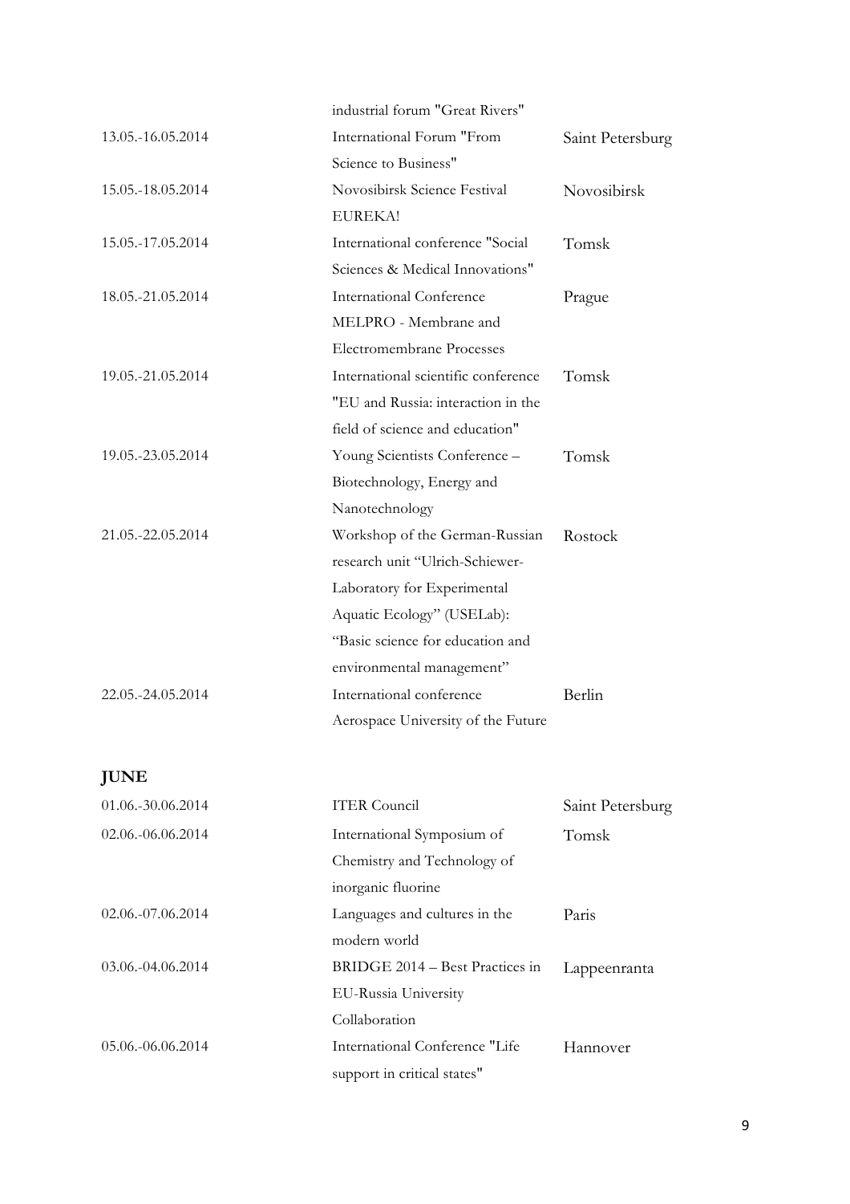| | | |
|---|---|---|
| | industrial forum "Great Rivers" | |
| 13.05.-16.05.2014 | International Forum "From Science to Business" | Saint Petersburg |
| 15.05.-18.05.2014 | Novosibirsk Science Festival EUREKA! | Novosibirsk |
| 15.05.-17.05.2014 | International conference "Social Sciences & Medical Innovations" | Tomsk |
| 18.05.-21.05.2014 | International Conference MELPRO - Membrane and Electromembrane Processes | Prague |
| 19.05.-21.05.2014 | International scientific conference "EU and Russia: interaction in the field of science and education" | Tomsk |
| 19.05.-23.05.2014 | Young Scientists Conference – Biotechnology, Energy and Nanotechnology | Tomsk |
| 21.05.-22.05.2014 | Workshop of the German-Russian research unit "Ulrich-Schiewer-Laboratory for Experimental Aquatic Ecology" (USELab): "Basic science for education and environmental management" | Rostock |
| 22.05.-24.05.2014 | International conference Aerospace University of the Future | Berlin |

## JUNE

| | | |
|---|---|---|
| 01.06.-30.06.2014 | ITER Council | Saint Petersburg |
| 02.06.-06.06.2014 | International Symposium of Chemistry and Technology of inorganic fluorine | Tomsk |
| 02.06.-07.06.2014 | Languages and cultures in the modern world | Paris |
| 03.06.-04.06.2014 | BRIDGE 2014 – Best Practices in EU-Russia University Collaboration | Lappeenranta |
| 05.06.-06.06.2014 | International Conference "Life support in critical states" | Hannover |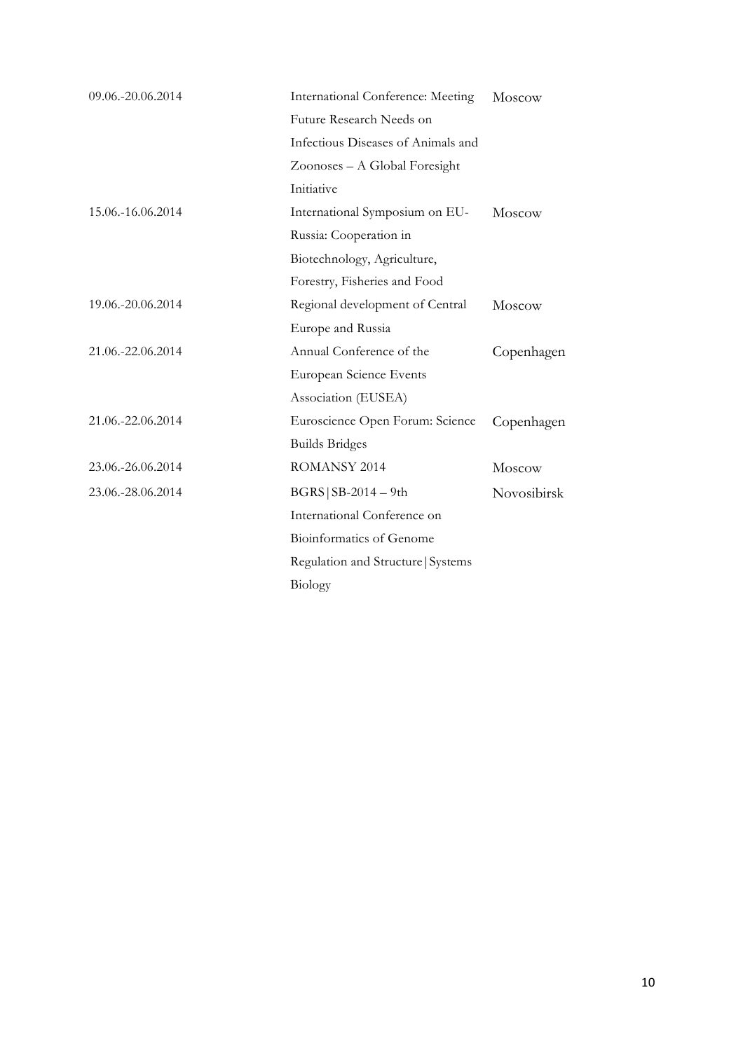| | | |
|---|---|---|
| 09.06.-20.06.2014 | International Conference: Meeting Future Research Needs on Infectious Diseases of Animals and Zoonoses – A Global Foresight Initiative | Moscow |
| 15.06.-16.06.2014 | International Symposium on EU-Russia: Cooperation in Biotechnology, Agriculture, Forestry, Fisheries and Food | Moscow |
| 19.06.-20.06.2014 | Regional development of Central Europe and Russia | Moscow |
| 21.06.-22.06.2014 | Annual Conference of the European Science Events Association (EUSEA) | Copenhagen |
| 21.06.-22.06.2014 | Euroscience Open Forum: Science Builds Bridges | Copenhagen |
| 23.06.-26.06.2014 | ROMANSY 2014 | Moscow |
| 23.06.-28.06.2014 | BGRS\|SB-2014 – 9th International Conference on Bioinformatics of Genome Regulation and Structure\|Systems Biology | Novosibirsk |